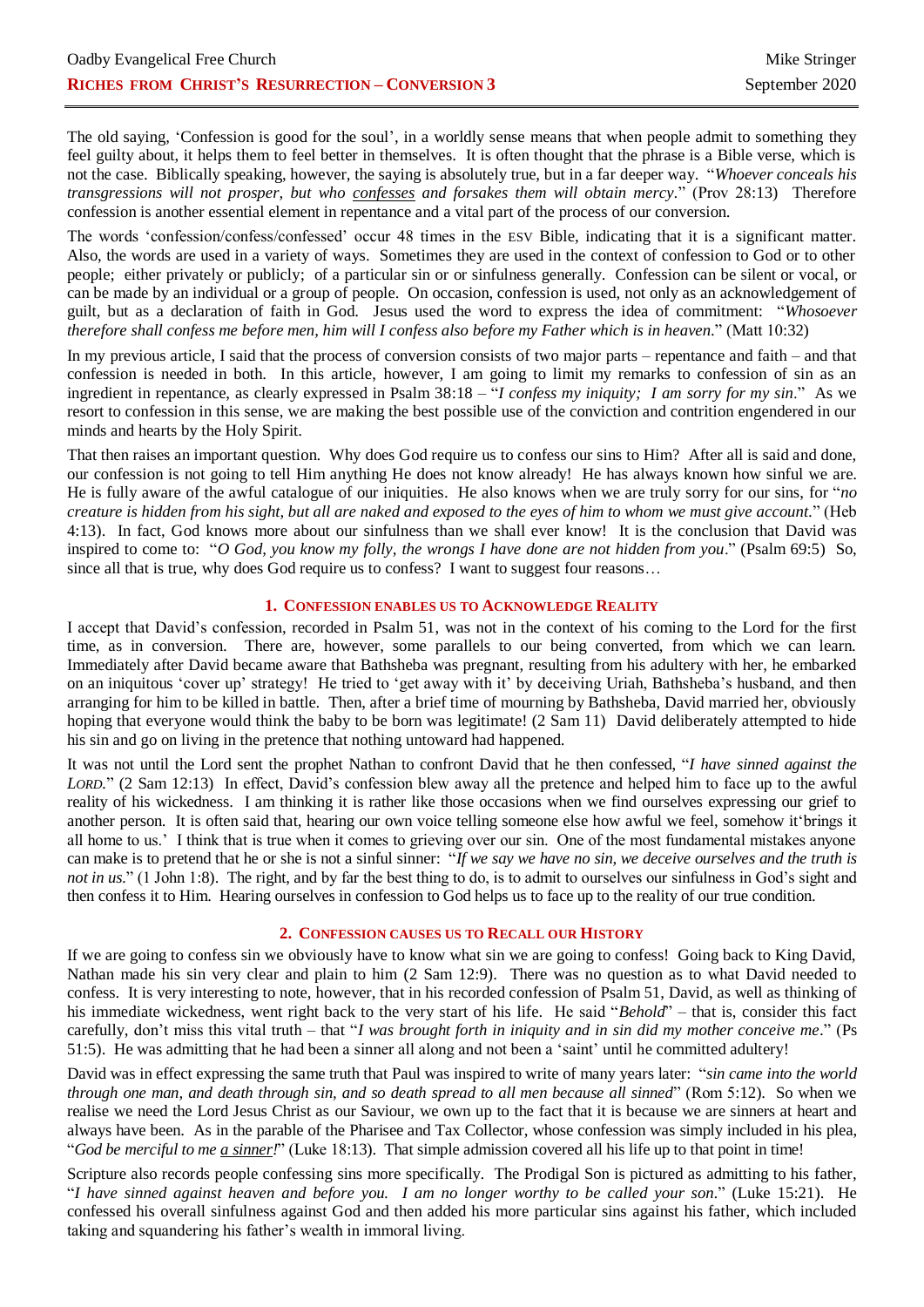The old saying, 'Confession is good for the soul', in a worldly sense means that when people admit to something they feel guilty about, it helps them to feel better in themselves. It is often thought that the phrase is a Bible verse, which is not the case. Biblically speaking, however, the saying is absolutely true, but in a far deeper way. "*Whoever conceals his transgressions will not prosper, but who confesses and forsakes them will obtain mercy*." (Prov 28:13) Therefore confession is another essential element in repentance and a vital part of the process of our conversion.

The words 'confession/confess/confessed' occur 48 times in the ESV Bible, indicating that it is a significant matter. Also, the words are used in a variety of ways. Sometimes they are used in the context of confession to God or to other people; either privately or publicly; of a particular sin or or sinfulness generally. Confession can be silent or vocal, or can be made by an individual or a group of people. On occasion, confession is used, not only as an acknowledgement of guilt, but as a declaration of faith in God. Jesus used the word to express the idea of commitment: "*Whosoever therefore shall confess me before men, him will I confess also before my Father which is in heaven*." (Matt 10:32)

In my previous article, I said that the process of conversion consists of two major parts – repentance and faith – and that confession is needed in both. In this article, however, I am going to limit my remarks to confession of sin as an ingredient in repentance, as clearly expressed in Psalm 38:18 – "*I confess my iniquity; I am sorry for my sin*." As we resort to confession in this sense, we are making the best possible use of the conviction and contrition engendered in our minds and hearts by the Holy Spirit.

That then raises an important question. Why does God require us to confess our sins to Him? After all is said and done, our confession is not going to tell Him anything He does not know already! He has always known how sinful we are. He is fully aware of the awful catalogue of our iniquities. He also knows when we are truly sorry for our sins, for "*no creature is hidden from his sight, but all are naked and exposed to the eyes of him to whom we must give account*." (Heb 4:13). In fact, God knows more about our sinfulness than we shall ever know! It is the conclusion that David was inspired to come to: "*O God, you know my folly, the wrongs I have done are not hidden from you*." (Psalm 69:5) So, since all that is true, why does God require us to confess? I want to suggest four reasons…

## 1. Confession enables us to Acknowledge Reality

I accept that David's confession, recorded in Psalm 51, was not in the context of his coming to the Lord for the first time, as in conversion. There are, however, some parallels to our being converted, from which we can learn. Immediately after David became aware that Bathsheba was pregnant, resulting from his adultery with her, he embarked on an iniquitous 'cover up' strategy! He tried to 'get away with it' by deceiving Uriah, Bathsheba's husband, and then arranging for him to be killed in battle. Then, after a brief time of mourning by Bathsheba, David married her, obviously hoping that everyone would think the baby to be born was legitimate! (2 Sam 11) David deliberately attempted to hide his sin and go on living in the pretence that nothing untoward had happened.

It was not until the Lord sent the prophet Nathan to confront David that he then confessed, "*I have sinned against the Lord*." (2 Sam 12:13) In effect, David's confession blew away all the pretence and helped him to face up to the awful reality of his wickedness. I am thinking it is rather like those occasions when we find ourselves expressing our grief to another person. It is often said that, hearing our own voice telling someone else how awful we feel, somehow it'brings it all home to us.' I think that is true when it comes to grieving over our sin. One of the most fundamental mistakes anyone can make is to pretend that he or she is not a sinful sinner: "*If we say we have no sin, we deceive ourselves and the truth is not in us*." (1 John 1:8). The right, and by far the best thing to do, is to admit to ourselves our sinfulness in God's sight and then confess it to Him. Hearing ourselves in confession to God helps us to face up to the reality of our true condition.

## 2. Confession causes us to Recall our History

If we are going to confess sin we obviously have to know what sin we are going to confess! Going back to King David, Nathan made his sin very clear and plain to him (2 Sam 12:9). There was no question as to what David needed to confess. It is very interesting to note, however, that in his recorded confession of Psalm 51, David, as well as thinking of his immediate wickedness, went right back to the very start of his life. He said "*Behold*" – that is, consider this fact carefully, don't miss this vital truth – that "*I was brought forth in iniquity and in sin did my mother conceive me*." (Ps 51:5). He was admitting that he had been a sinner all along and not been a 'saint' until he committed adultery!

David was in effect expressing the same truth that Paul was inspired to write of many years later: "*sin came into the world through one man, and death through sin, and so death spread to all men because all sinned*" (Rom 5:12). So when we realise we need the Lord Jesus Christ as our Saviour, we own up to the fact that it is because we are sinners at heart and always have been. As in the parable of the Pharisee and Tax Collector, whose confession was simply included in his plea, "*God be merciful to me a sinner!*" (Luke 18:13). That simple admission covered all his life up to that point in time!

Scripture also records people confessing sins more specifically. The Prodigal Son is pictured as admitting to his father, "*I have sinned against heaven and before you. I am no longer worthy to be called your son*." (Luke 15:21). He confessed his overall sinfulness against God and then added his more particular sins against his father, which included taking and squandering his father's wealth in immoral living.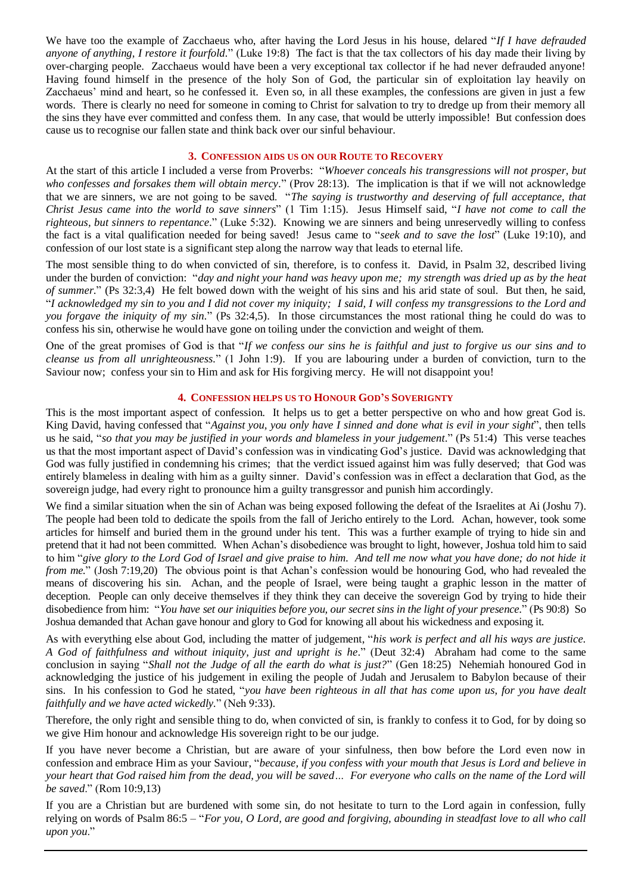We have too the example of Zacchaeus who, after having the Lord Jesus in his house, delared "*If I have defrauded anyone of anything, I restore it fourfold*." (Luke 19:8) The fact is that the tax collectors of his day made their living by over-charging people. Zacchaeus would have been a very exceptional tax collector if he had never defrauded anyone! Having found himself in the presence of the holy Son of God, the particular sin of exploitation lay heavily on Zacchaeus' mind and heart, so he confessed it. Even so, in all these examples, the confessions are given in just a few words. There is clearly no need for someone in coming to Christ for salvation to try to dredge up from their memory all the sins they have ever committed and confess them. In any case, that would be utterly impossible! But confession does cause us to recognise our fallen state and think back over our sinful behaviour.

### 3. Confession aids us on our Route to Recovery

At the start of this article I included a verse from Proverbs: "*Whoever conceals his transgressions will not prosper, but who confesses and forsakes them will obtain mercy*." (Prov 28:13). The implication is that if we will not acknowledge that we are sinners, we are not going to be saved. "*The saying is trustworthy and deserving of full acceptance, that Christ Jesus came into the world to save sinners*" (1 Tim 1:15). Jesus Himself said, "*I have not come to call the righteous, but sinners to repentance*." (Luke 5:32). Knowing we are sinners and being unreservedly willing to confess the fact is a vital qualification needed for being saved! Jesus came to "*seek and to save the lost*" (Luke 19:10), and confession of our lost state is a significant step along the narrow way that leads to eternal life.

The most sensible thing to do when convicted of sin, therefore, is to confess it. David, in Psalm 32, described living under the burden of conviction: "*day and night your hand was heavy upon me; my strength was dried up as by the heat of summer*." (Ps 32:3,4) He felt bowed down with the weight of his sins and his arid state of soul. But then, he said, "*I acknowledged my sin to you and I did not cover my iniquity; I said, I will confess my transgressions to the Lord and you forgave the iniquity of my sin*." (Ps 32:4,5). In those circumstances the most rational thing he could do was to confess his sin, otherwise he would have gone on toiling under the conviction and weight of them.

One of the great promises of God is that "*If we confess our sins he is faithful and just to forgive us our sins and to cleanse us from all unrighteousness*." (1 John 1:9). If you are labouring under a burden of conviction, turn to the Saviour now; confess your sin to Him and ask for His forgiving mercy. He will not disappoint you!

### 4. Confession helps us to Honour God's Soverignty

This is the most important aspect of confession. It helps us to get a better perspective on who and how great God is. King David, having confessed that "*Against you, you only have I sinned and done what is evil in your sight*", then tells us he said, "*so that you may be justified in your words and blameless in your judgement*." (Ps 51:4) This verse teaches us that the most important aspect of David's confession was in vindicating God's justice. David was acknowledging that God was fully justified in condemning his crimes; that the verdict issued against him was fully deserved; that God was entirely blameless in dealing with him as a guilty sinner. David's confession was in effect a declaration that God, as the sovereign judge, had every right to pronounce him a guilty transgressor and punish him accordingly.

We find a similar situation when the sin of Achan was being exposed following the defeat of the Israelites at Ai (Joshu 7). The people had been told to dedicate the spoils from the fall of Jericho entirely to the Lord. Achan, however, took some articles for himself and buried them in the ground under his tent. This was a further example of trying to hide sin and pretend that it had not been committed. When Achan's disobedience was brought to light, however, Joshua told him to said to him "*give glory to the Lord God of Israel and give praise to him. And tell me now what you have done; do not hide it from me*." (Josh 7:19,20) The obvious point is that Achan's confession would be honouring God, who had revealed the means of discovering his sin. Achan, and the people of Israel, were being taught a graphic lesson in the matter of deception. People can only deceive themselves if they think they can deceive the sovereign God by trying to hide their disobedience from him: "*You have set our iniquities before you, our secret sins in the light of your presence*." (Ps 90:8) So Joshua demanded that Achan gave honour and glory to God for knowing all about his wickedness and exposing it.

As with everything else about God, including the matter of judgement, "*his work is perfect and all his ways are justice. A God of faithfulness and without iniquity, just and upright is he*." (Deut 32:4) Abraham had come to the same conclusion in saying "*Shall not the Judge of all the earth do what is just?*" (Gen 18:25) Nehemiah honoured God in acknowledging the justice of his judgement in exiling the people of Judah and Jerusalem to Babylon because of their sins. In his confession to God he stated, "*you have been righteous in all that has come upon us, for you have dealt faithfully and we have acted wickedly*." (Neh 9:33).

Therefore, the only right and sensible thing to do, when convicted of sin, is frankly to confess it to God, for by doing so we give Him honour and acknowledge His sovereign right to be our judge.

If you have never become a Christian, but are aware of your sinfulness, then bow before the Lord even now in confession and embrace Him as your Saviour, "*because, if you confess with your mouth that Jesus is Lord and believe in your heart that God raised him from the dead, you will be saved… For everyone who calls on the name of the Lord will be saved*." (Rom 10:9,13)

If you are a Christian but are burdened with some sin, do not hesitate to turn to the Lord again in confession, fully relying on words of Psalm 86:5 – "*For you, O Lord, are good and forgiving, abounding in steadfast love to all who call upon you*."